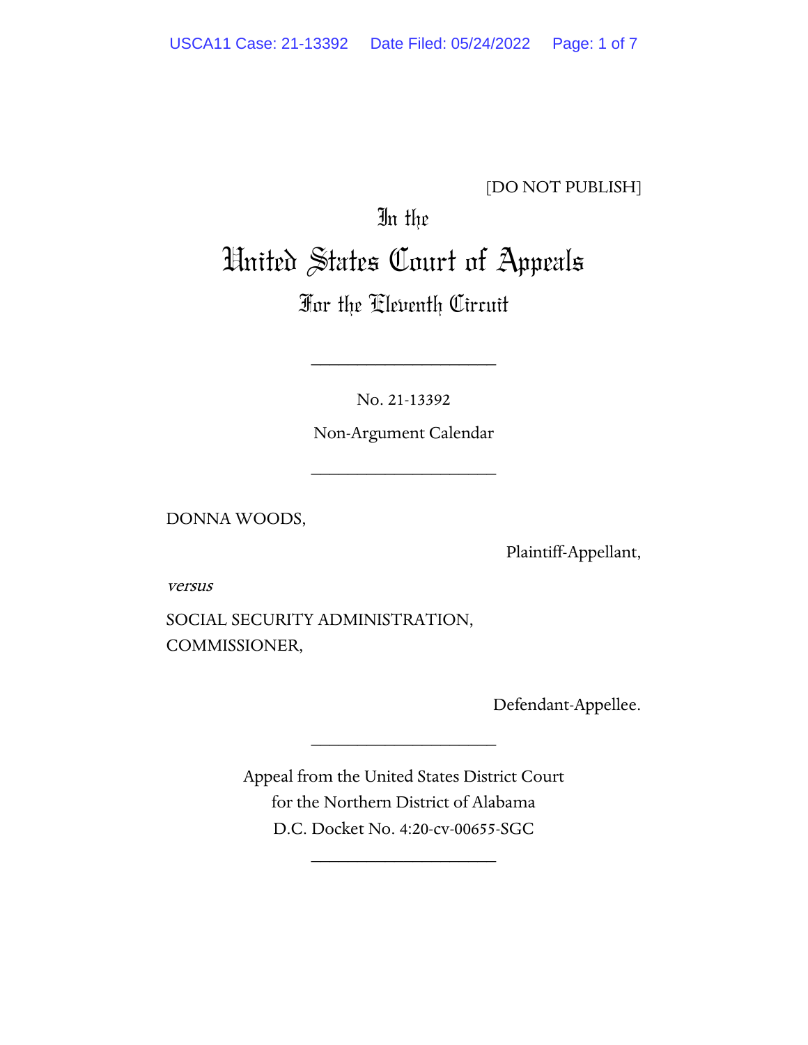[DO NOT PUBLISH]

In the

# United States Court of Appeals

## For the Eleventh Circuit

____________________

No. 21-13392

Non-Argument Calendar

____________________

DONNA WOODS,

Plaintiff-Appellant,

*versus*

SOCIAL SECURITY ADMINISTRATION, COMMISSIONER,

Defendant-Appellee.

____________________

Appeal from the United States District Court for the Northern District of Alabama
D.C. Docket No. 4:20-cv-00655-SGC

____________________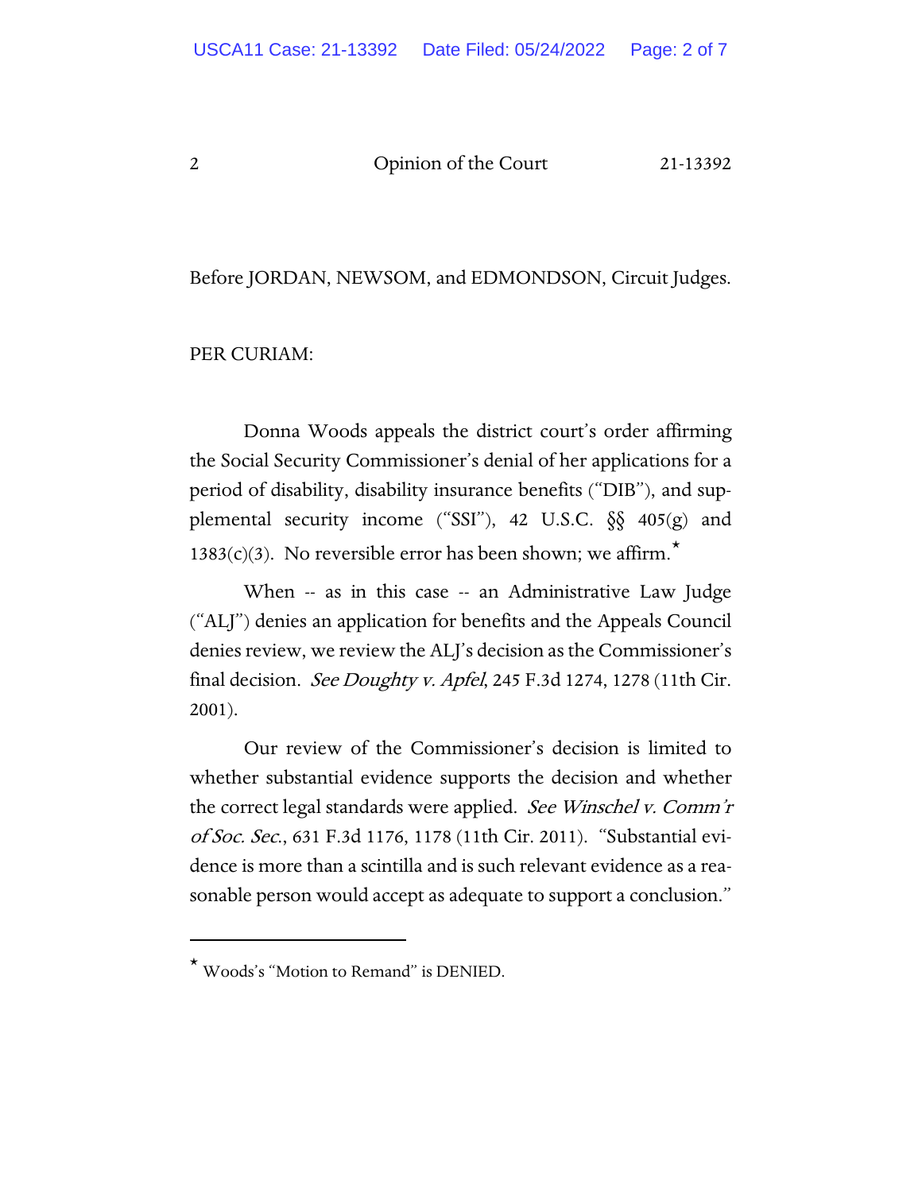Before JORDAN, NEWSOM, and EDMONDSON, Circuit Judges.

PER CURIAM:

Donna Woods appeals the district court's order affirming the Social Security Commissioner's denial of her applications for a period of disability, disability insurance benefits ("DIB"), and supplemental security income ("SSI"), 42 U.S.C. §§ 405(g) and 1383(c)(3). No reversible error has been shown; we affirm.*

When -- as in this case -- an Administrative Law Judge ("ALJ") denies an application for benefits and the Appeals Council denies review, we review the ALJ's decision as the Commissioner's final decision. *See Doughty v. Apfel*, 245 F.3d 1274, 1278 (11th Cir. 2001).

Our review of the Commissioner's decision is limited to whether substantial evidence supports the decision and whether the correct legal standards were applied. *See Winschel v. Comm'r of Soc. Sec.*, 631 F.3d 1176, 1178 (11th Cir. 2011). "Substantial evidence is more than a scintilla and is such relevant evidence as a reasonable person would accept as adequate to support a conclusion."

---

* Woods's "Motion to Remand" is DENIED.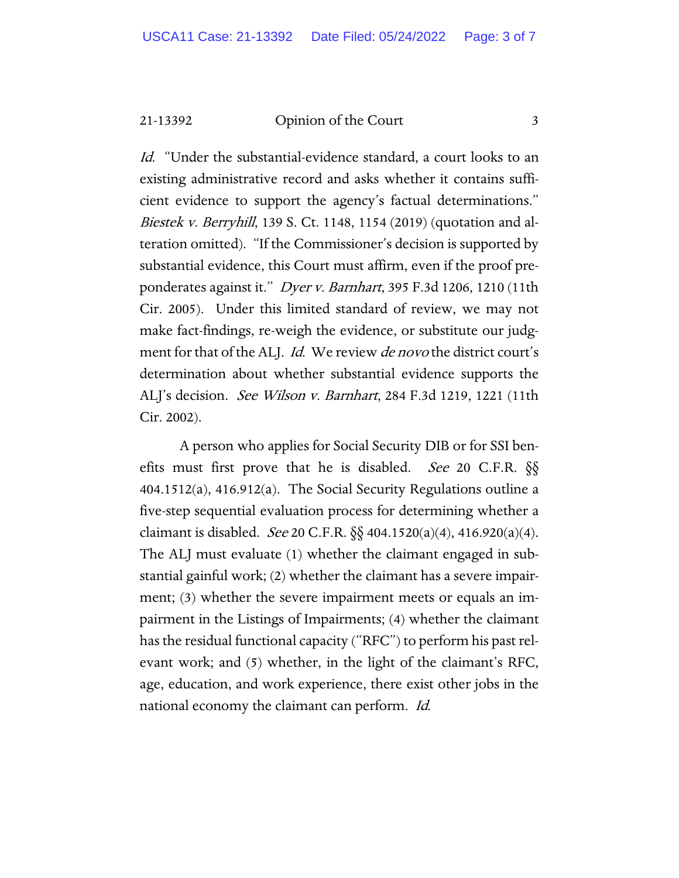*Id.* "Under the substantial-evidence standard, a court looks to an existing administrative record and asks whether it contains sufficient evidence to support the agency's factual determinations." *Biestek v. Berryhill*, 139 S. Ct. 1148, 1154 (2019) (quotation and alteration omitted). "If the Commissioner's decision is supported by substantial evidence, this Court must affirm, even if the proof preponderates against it." *Dyer v. Barnhart*, 395 F.3d 1206, 1210 (11th Cir. 2005). Under this limited standard of review, we may not make fact-findings, re-weigh the evidence, or substitute our judgment for that of the ALJ. *Id.* We review *de novo* the district court's determination about whether substantial evidence supports the ALJ's decision. *See Wilson v. Barnhart*, 284 F.3d 1219, 1221 (11th Cir. 2002).

A person who applies for Social Security DIB or for SSI benefits must first prove that he is disabled. *See* 20 C.F.R. §§ 404.1512(a), 416.912(a). The Social Security Regulations outline a five-step sequential evaluation process for determining whether a claimant is disabled. *See* 20 C.F.R. §§ 404.1520(a)(4), 416.920(a)(4). The ALJ must evaluate (1) whether the claimant engaged in substantial gainful work; (2) whether the claimant has a severe impairment; (3) whether the severe impairment meets or equals an impairment in the Listings of Impairments; (4) whether the claimant has the residual functional capacity ("RFC") to perform his past relevant work; and (5) whether, in the light of the claimant's RFC, age, education, and work experience, there exist other jobs in the national economy the claimant can perform. *Id.*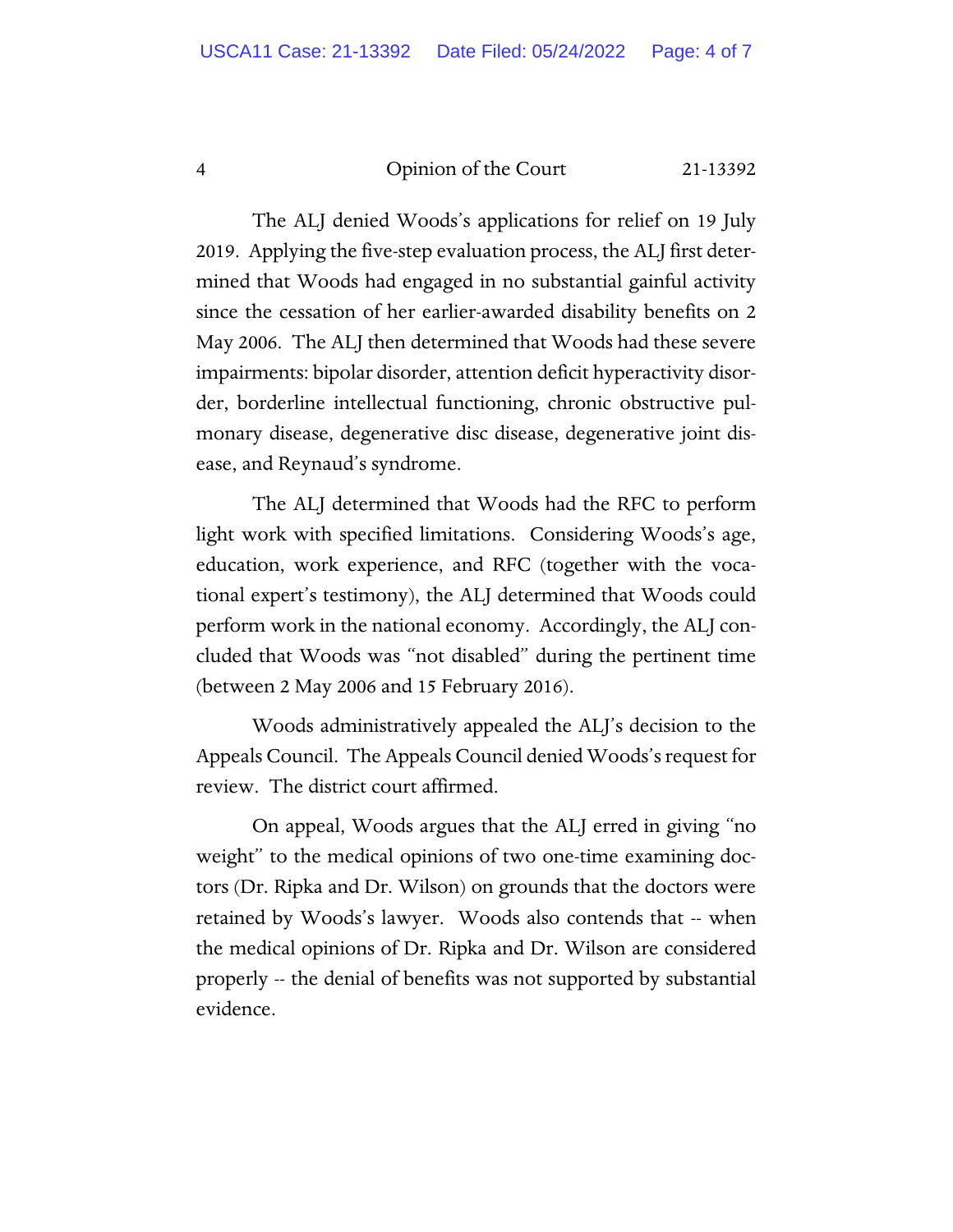The ALJ denied Woods's applications for relief on 19 July 2019. Applying the five-step evaluation process, the ALJ first determined that Woods had engaged in no substantial gainful activity since the cessation of her earlier-awarded disability benefits on 2 May 2006. The ALJ then determined that Woods had these severe impairments: bipolar disorder, attention deficit hyperactivity disorder, borderline intellectual functioning, chronic obstructive pulmonary disease, degenerative disc disease, degenerative joint disease, and Reynaud's syndrome.

The ALJ determined that Woods had the RFC to perform light work with specified limitations. Considering Woods's age, education, work experience, and RFC (together with the vocational expert's testimony), the ALJ determined that Woods could perform work in the national economy. Accordingly, the ALJ concluded that Woods was "not disabled" during the pertinent time (between 2 May 2006 and 15 February 2016).

Woods administratively appealed the ALJ's decision to the Appeals Council. The Appeals Council denied Woods's request for review. The district court affirmed.

On appeal, Woods argues that the ALJ erred in giving "no weight" to the medical opinions of two one-time examining doctors (Dr. Ripka and Dr. Wilson) on grounds that the doctors were retained by Woods's lawyer. Woods also contends that -- when the medical opinions of Dr. Ripka and Dr. Wilson are considered properly -- the denial of benefits was not supported by substantial evidence.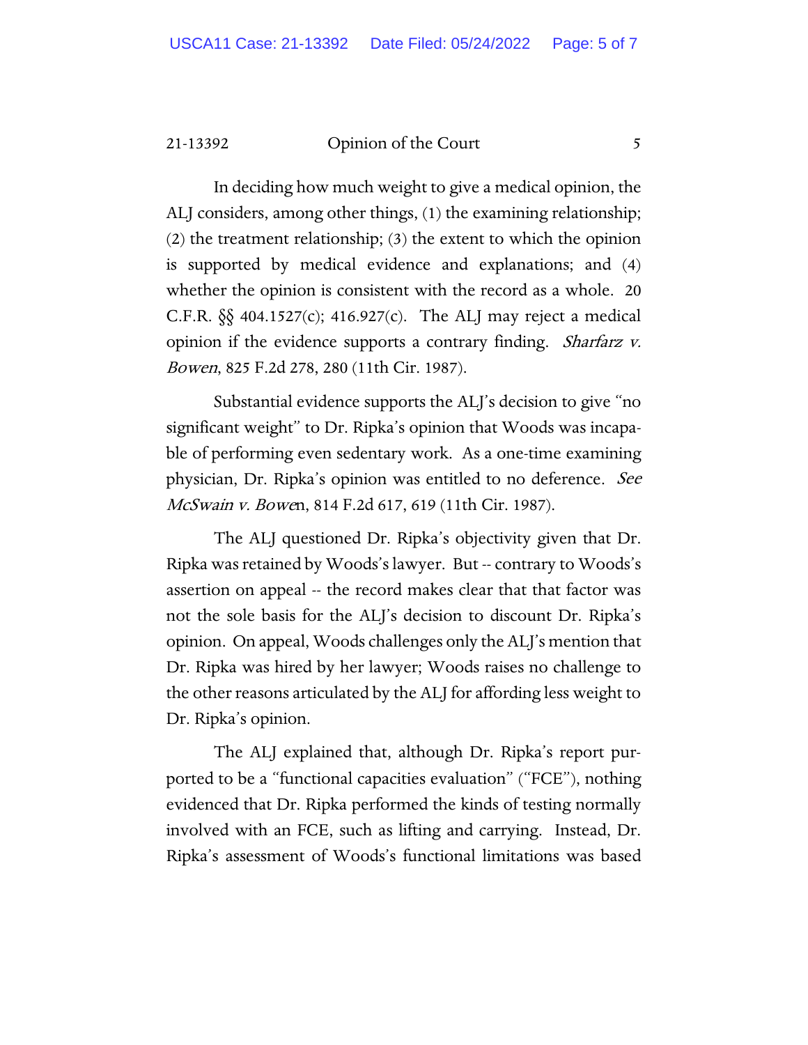In deciding how much weight to give a medical opinion, the ALJ considers, among other things, (1) the examining relationship; (2) the treatment relationship; (3) the extent to which the opinion is supported by medical evidence and explanations; and (4) whether the opinion is consistent with the record as a whole. 20 C.F.R. §§ 404.1527(c); 416.927(c). The ALJ may reject a medical opinion if the evidence supports a contrary finding. *Sharfarz v. Bowen*, 825 F.2d 278, 280 (11th Cir. 1987).

Substantial evidence supports the ALJ's decision to give "no significant weight" to Dr. Ripka's opinion that Woods was incapable of performing even sedentary work. As a one-time examining physician, Dr. Ripka's opinion was entitled to no deference. *See McSwain v. Bowen*, 814 F.2d 617, 619 (11th Cir. 1987).

The ALJ questioned Dr. Ripka's objectivity given that Dr. Ripka was retained by Woods's lawyer. But -- contrary to Woods's assertion on appeal -- the record makes clear that that factor was not the sole basis for the ALJ's decision to discount Dr. Ripka's opinion. On appeal, Woods challenges only the ALJ's mention that Dr. Ripka was hired by her lawyer; Woods raises no challenge to the other reasons articulated by the ALJ for affording less weight to Dr. Ripka's opinion.

The ALJ explained that, although Dr. Ripka's report purported to be a "functional capacities evaluation" ("FCE"), nothing evidenced that Dr. Ripka performed the kinds of testing normally involved with an FCE, such as lifting and carrying. Instead, Dr. Ripka's assessment of Woods's functional limitations was based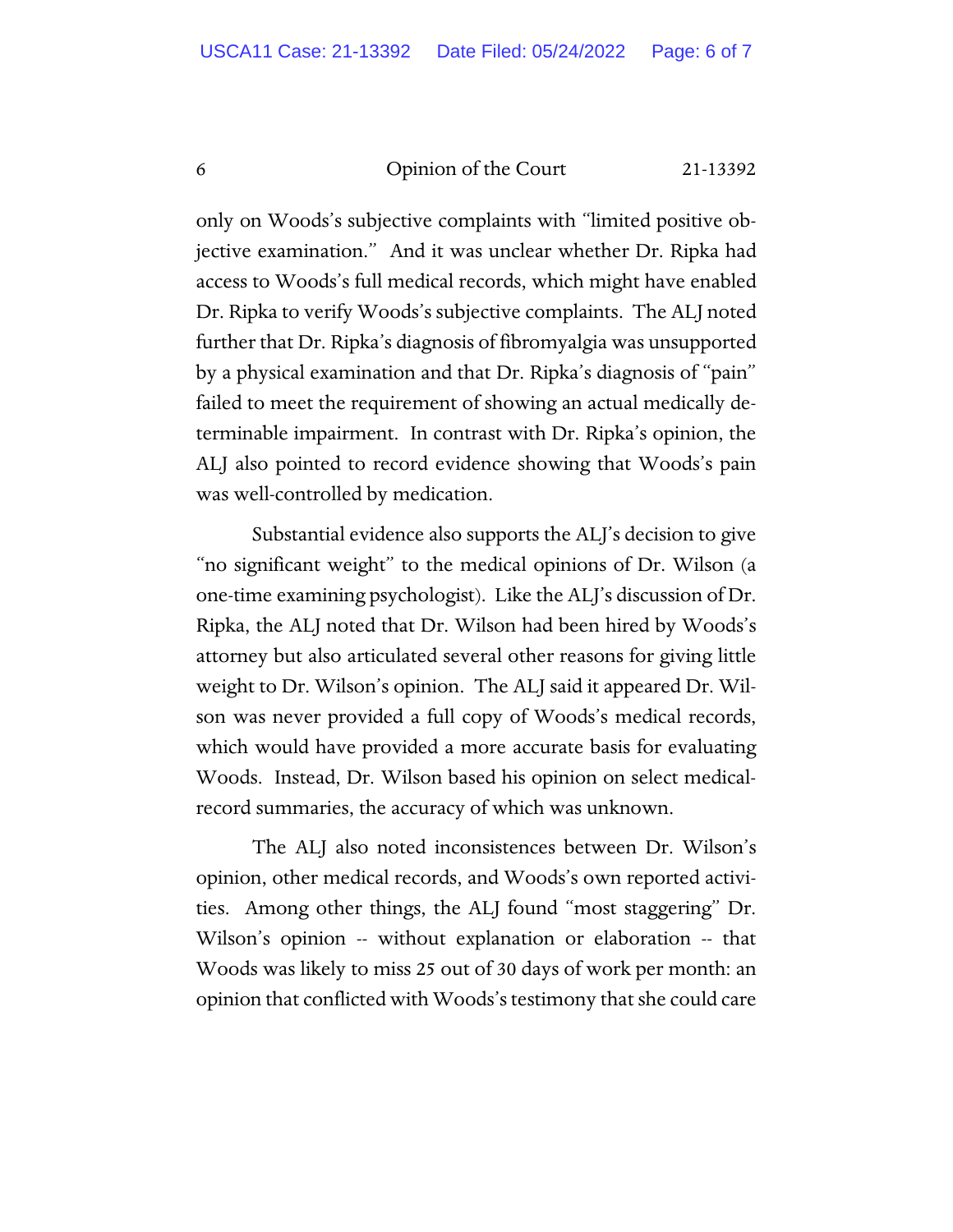only on Woods's subjective complaints with "limited positive objective examination." And it was unclear whether Dr. Ripka had access to Woods's full medical records, which might have enabled Dr. Ripka to verify Woods's subjective complaints. The ALJ noted further that Dr. Ripka's diagnosis of fibromyalgia was unsupported by a physical examination and that Dr. Ripka's diagnosis of "pain" failed to meet the requirement of showing an actual medically determinable impairment. In contrast with Dr. Ripka's opinion, the ALJ also pointed to record evidence showing that Woods's pain was well-controlled by medication.

Substantial evidence also supports the ALJ's decision to give "no significant weight" to the medical opinions of Dr. Wilson (a one-time examining psychologist). Like the ALJ's discussion of Dr. Ripka, the ALJ noted that Dr. Wilson had been hired by Woods's attorney but also articulated several other reasons for giving little weight to Dr. Wilson's opinion. The ALJ said it appeared Dr. Wilson was never provided a full copy of Woods's medical records, which would have provided a more accurate basis for evaluating Woods. Instead, Dr. Wilson based his opinion on select medical-record summaries, the accuracy of which was unknown.

The ALJ also noted inconsistences between Dr. Wilson's opinion, other medical records, and Woods's own reported activities. Among other things, the ALJ found "most staggering" Dr. Wilson's opinion -- without explanation or elaboration -- that Woods was likely to miss 25 out of 30 days of work per month: an opinion that conflicted with Woods's testimony that she could care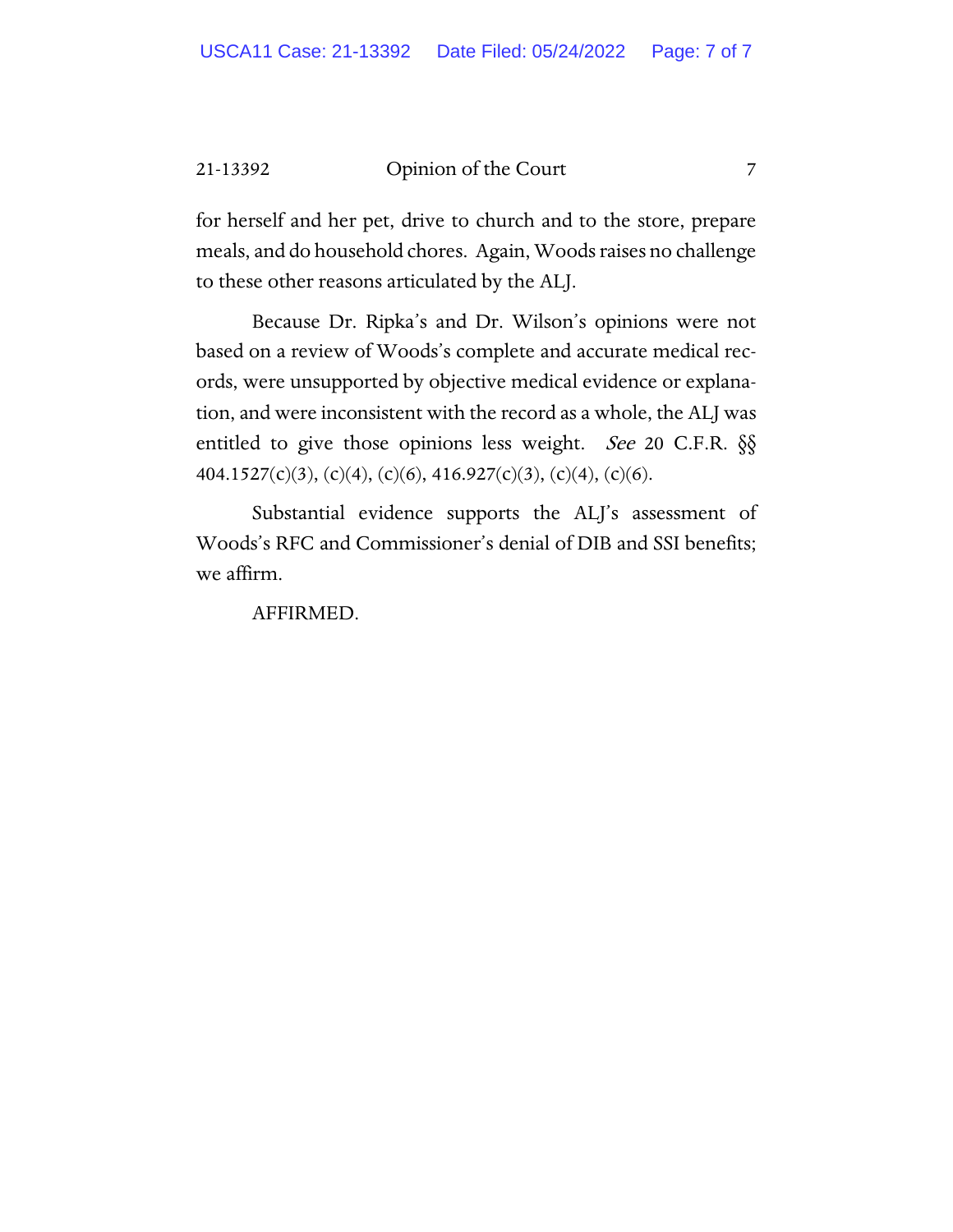for herself and her pet, drive to church and to the store, prepare meals, and do household chores. Again, Woods raises no challenge to these other reasons articulated by the ALJ.

Because Dr. Ripka's and Dr. Wilson's opinions were not based on a review of Woods's complete and accurate medical records, were unsupported by objective medical evidence or explanation, and were inconsistent with the record as a whole, the ALJ was entitled to give those opinions less weight. *See* 20 C.F.R. §§ 404.1527(c)(3), (c)(4), (c)(6), 416.927(c)(3), (c)(4), (c)(6).

Substantial evidence supports the ALJ's assessment of Woods's RFC and Commissioner's denial of DIB and SSI benefits; we affirm.

AFFIRMED.